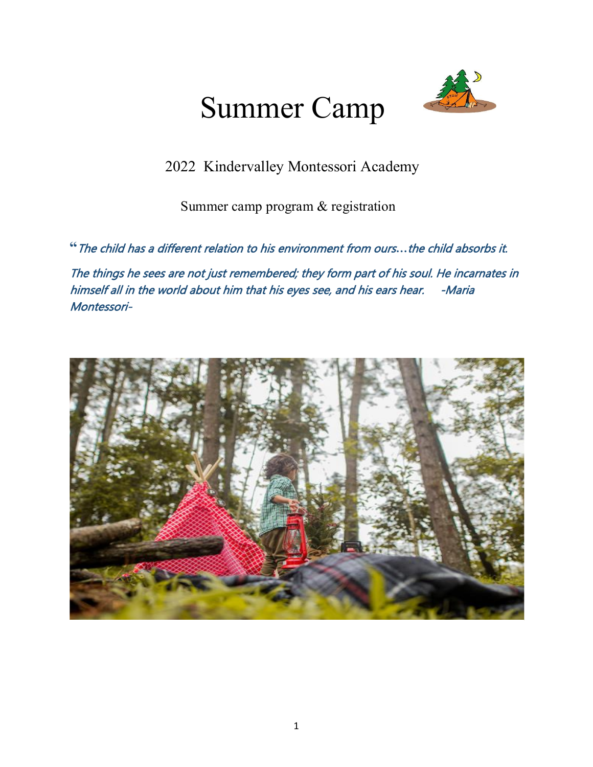# Summer Camp

2022 Kindervalley Montessori Academy

Summer camp program & registration

*"The child has a different relation to his environment from ours…the child absorbs it. The things he sees are not just remembered; they form part of his soul. He incarnates in himself all in the world about him that his eyes see, and his ears hear. -Maria Montessori-*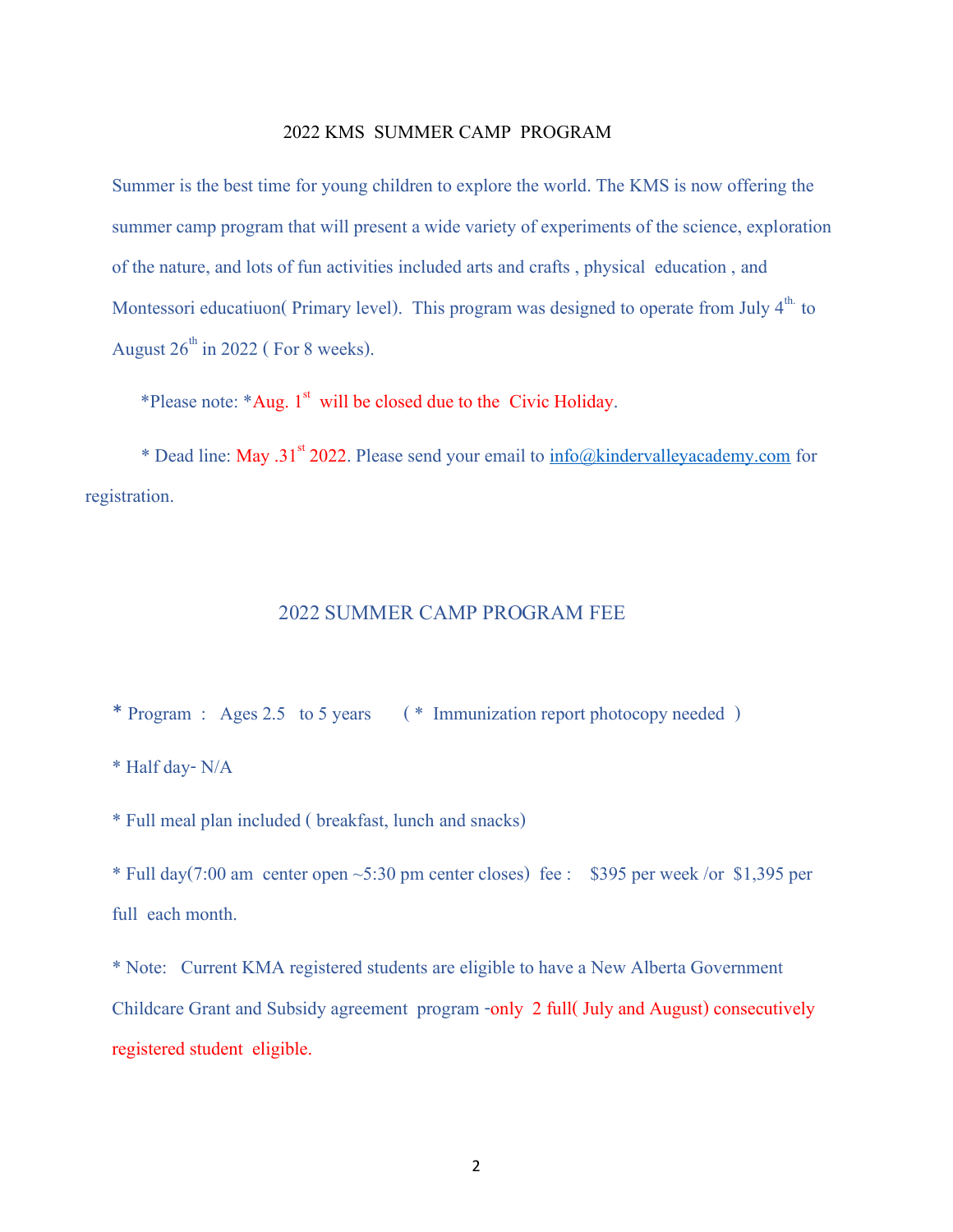## 2022 KMS SUMMER CAMP PROGRAM

Summer is the best time for young children to explore the world. The KMS is now offering the summer camp program that will present a wide variety of experiments of the science, exploration of the nature, and lots of fun activities included arts and crafts , physical education , and Montessori educatiuon( Primary level). This program was designed to operate from July 4th. to August 26th in 2022 ( For 8 weeks).

*Please note: *Aug. 1st will be closed due to the Civic Holiday.

* Dead line: May .31st 2022. Please send your email to info@kindervalleyacademy.com for registration.

## 2022 SUMMER CAMP PROGRAM FEE

* Program : Ages 2.5 to 5 years ( * Immunization report photocopy needed )

* Half day- N/A

* Full meal plan included ( breakfast, lunch and snacks)

* Full day(7:00 am center open ~5:30 pm center closes) fee : $395 per week /or $1,395 per full each month.

* Note: Current KMA registered students are eligible to have a New Alberta Government Childcare Grant and Subsidy agreement program -only 2 full( July and August) consecutively registered student eligible.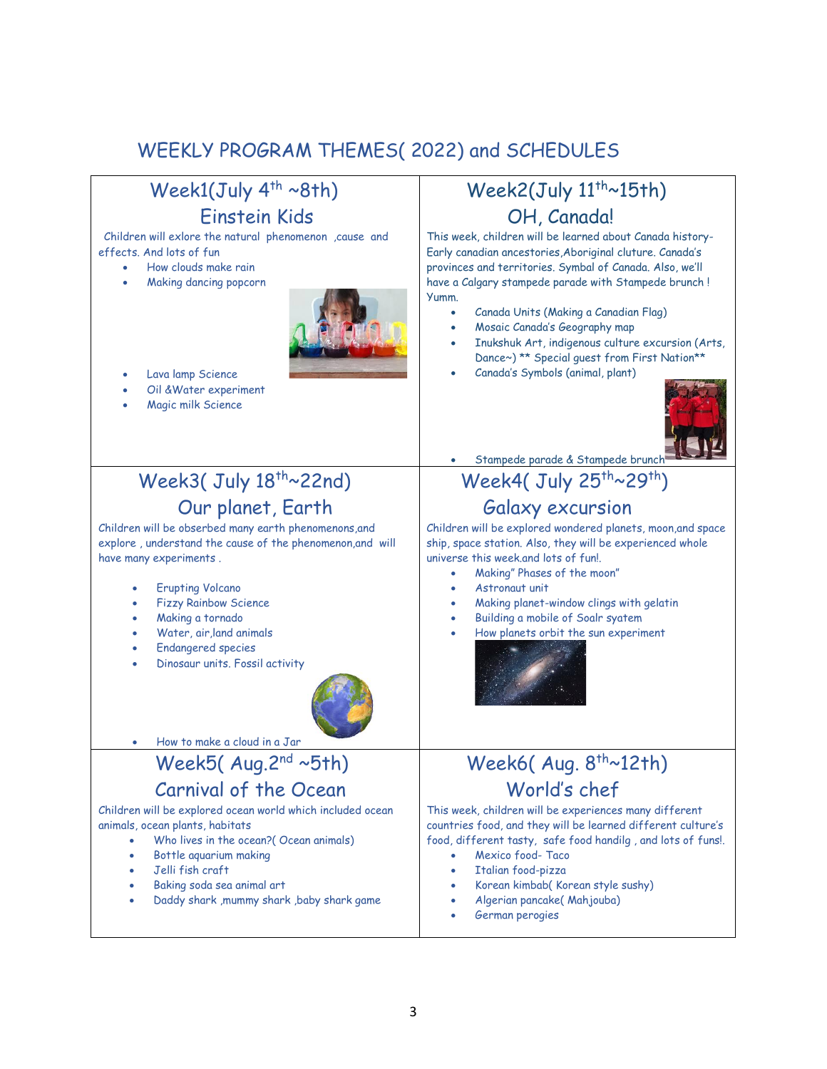# WEEKLY PROGRAM THEMES( 2022) and SCHEDULES

## Week1(July 4th ~8th)

### Einstein Kids

Children will exlore the natural phenomenon ,cause and effects. And lots of fun

- How clouds make rain
- Making dancing popcorn
- Lava lamp Science
- Oil &Water experiment
- Magic milk Science

## Week2(July 11th~15th)

### OH, Canada!

This week, children will be learned about Canada history- Early canadian ancestories,Aboriginal cluture. Canada's provinces and territories. Symbal of Canada. Also, we'll have a Calgary stampede parade with Stampede brunch ! Yumm.

- Canada Units (Making a Canadian Flag)
- Mosaic Canada's Geography map
- Inukshuk Art, indigenous culture excursion (Arts, Dance~) ** Special guest from First Nation**
- Canada's Symbols (animal, plant)
- Stampede parade & Stampede brunch

## Week3( July 18th~22nd)

### Our planet, Earth

Children will be obserbed many earth phenomenons,and explore , understand the cause of the phenomenon,and will have many experiments .

- Erupting Volcano
- Fizzy Rainbow Science
- Making a tornado
- Water, air,land animals
- Endangered species
- Dinosaur units. Fossil activity
- How to make a cloud in a Jar

## Week4( July 25th~29th)

### Galaxy excursion

Children will be explored wondered planets, moon,and space ship, space station. Also, they will be experienced whole universe this week.and lots of fun!.

- Making" Phases of the moon"
- Astronaut unit
- Making planet-window clings with gelatin
- Building a mobile of Soalr syatem
- How planets orbit the sun experiment

## Week5( Aug.2nd ~5th)

### Carnival of the Ocean

Children will be explored ocean world which included ocean animals, ocean plants, habitats

- Who lives in the ocean?( Ocean animals)
- Bottle aquarium making
- Jelli fish craft
- Baking soda sea animal art
- Daddy shark ,mummy shark ,baby shark game

## Week6( Aug. 8th~12th)

### World's chef

This week, children will be experiences many different countries food, and they will be learned different culture's food, different tasty, safe food handilg , and lots of funs!.

- Mexico food- Taco
- Italian food-pizza
- Korean kimbab( Korean style sushy)
- Algerian pancake( Mahjouba)
- German perogies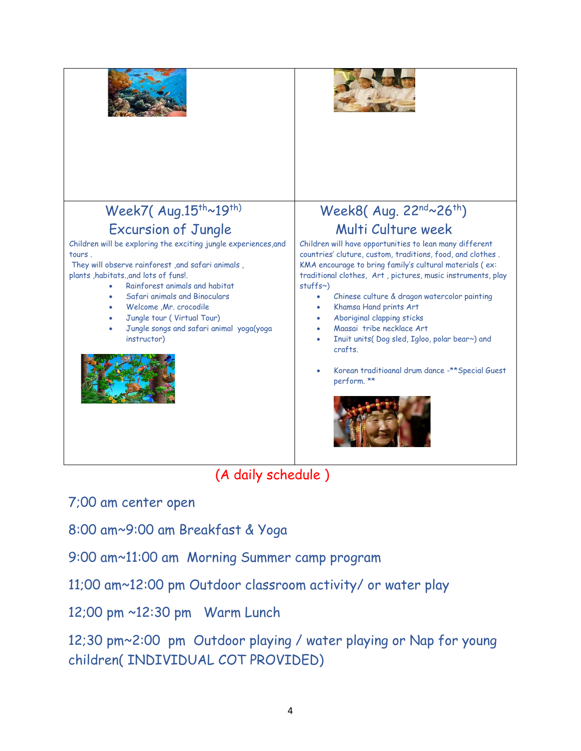## Week7( Aug.15th~19th)

## Excursion of Jungle

Children will be exploring the exciting jungle experiences,and tours .

They will observe rainforest ,and safari animals , plants ,habitats.,and lots of funs!.

- Rainforest animals and habitat
- Safari animals and Binoculars
- Welcome ,Mr. crocodile
- Jungle tour ( Virtual Tour)
- Jungle songs and safari animal yoga(yoga instructor)

## Week8( Aug. 22nd~26th)

## Multi Culture week

Children will have opportunities to lean many different countries' cluture, custom, traditions, food, and clothes . KMA encourage to bring family's cultural materials ( ex: traditional clothes, Art , pictures, music instruments, play stuffs~)

- Chinese culture & dragon watercolor painting
- Khamsa Hand prints Art
- Aboriginal clapping sticks
- Maasai tribe necklace Art
- Inuit units( Dog sled, Igloo, polar bear~) and crafts.
- Korean traditioanal drum dance -**Special Guest perform. **

(A daily schedule )

7;00 am center open

8:00 am~9:00 am Breakfast & Yoga

9:00 am~11:00 am Morning Summer camp program

11;00 am~12:00 pm Outdoor classroom activity/ or water play

12;00 pm ~12:30 pm Warm Lunch

12;30 pm~2:00 pm Outdoor playing / water playing or Nap for young children( INDIVIDUAL COT PROVIDED)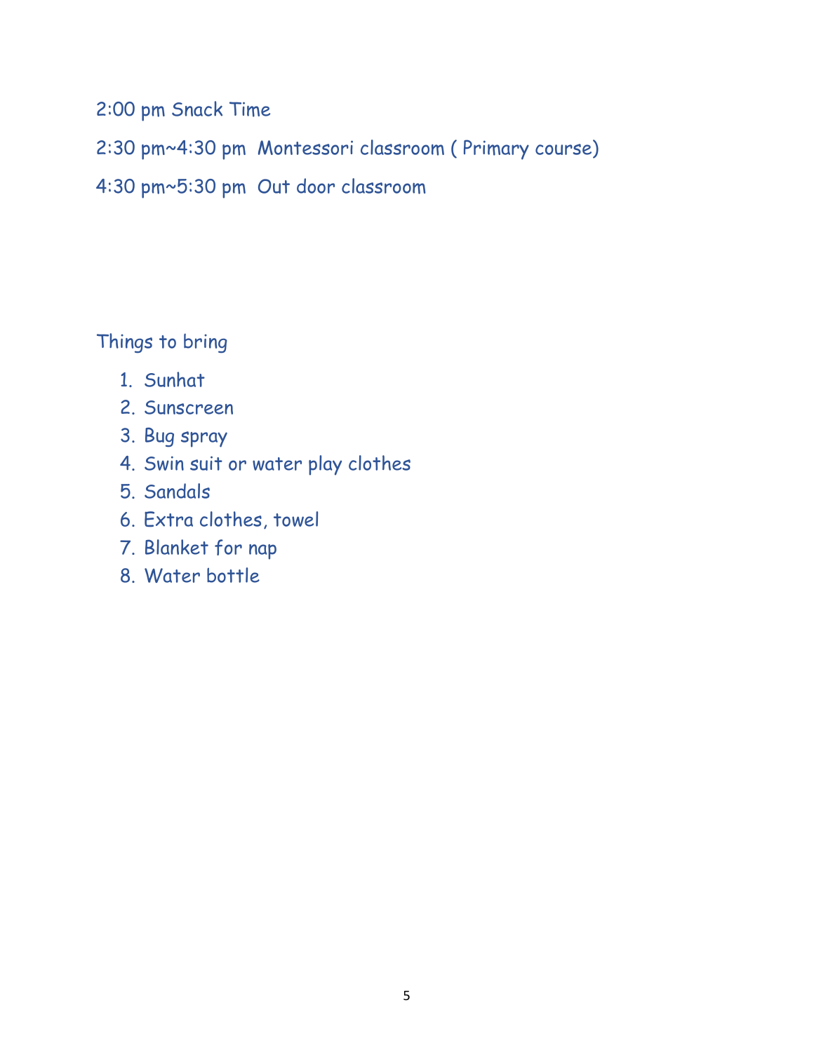2:00 pm Snack Time

2:30 pm~4:30 pm  Montessori classroom ( Primary course)

4:30 pm~5:30 pm  Out door classroom

Things to bring

1. Sunhat
2. Sunscreen
3. Bug spray
4. Swin suit or water play clothes
5. Sandals
6. Extra clothes, towel
7. Blanket for nap
8. Water bottle